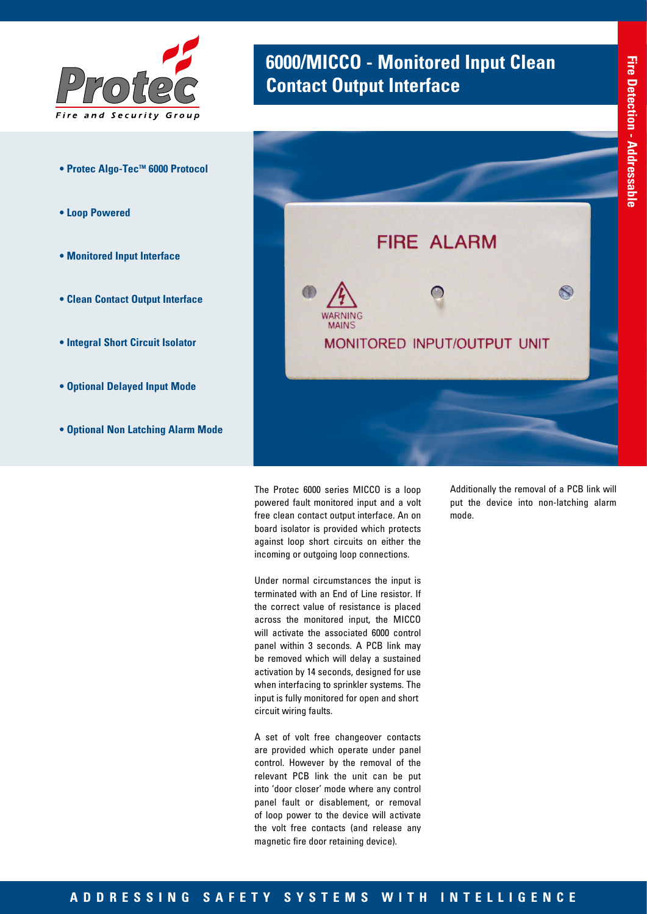# 6000/MICCO - Monitored Input Clean Contact Output Interface

Fire Detection - Addressable

- **Protec Algo-Tec™ 6000 Protocol**
- **Loop Powered**
- **Monitored Input Interface**
- **Clean Contact Output Interface**
- **Integral Short Circuit Isolator**
- **Optional Delayed Input Mode**
- **Optional Non Latching Alarm Mode**

The Protec 6000 series MICCO is a loop powered fault monitored input and a volt free clean contact output interface. An on board isolator is provided which protects against loop short circuits on either the incoming or outgoing loop connections.

Under normal circumstances the input is terminated with an End of Line resistor. If the correct value of resistance is placed across the monitored input, the MICCO will activate the associated 6000 control panel within 3 seconds. A PCB link may be removed which will delay a sustained activation by 14 seconds, designed for use when interfacing to sprinkler systems. The input is fully monitored for open and short circuit wiring faults.

A set of volt free changeover contacts are provided which operate under panel control. However by the removal of the relevant PCB link the unit can be put into 'door closer' mode where any control panel fault or disablement, or removal of loop power to the device will activate the volt free contacts (and release any magnetic fire door retaining device).

Additionally the removal of a PCB link will put the device into non-latching alarm mode.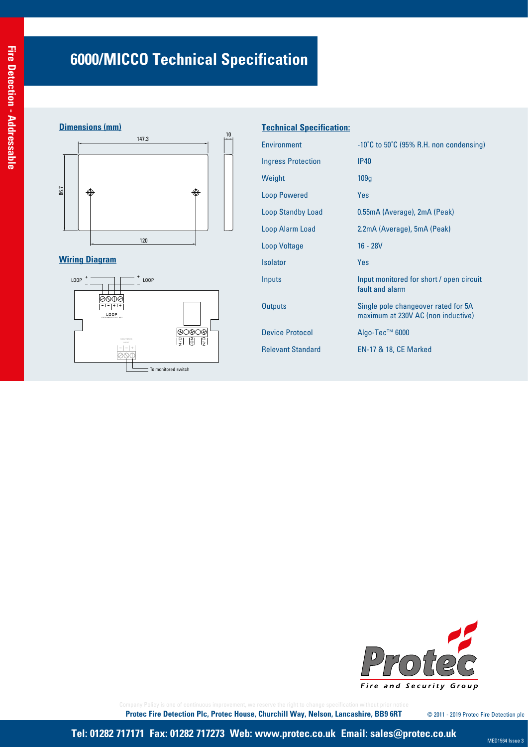# 6000/MICCO Technical Specification

## Dimensions (mm)

147.3

10

86.7

120

## Wiring Diagram

LOOP + −

+ − LOOP

LOOP

To monitored switch

## Technical Specification:

| | |
|---|---|
| Environment | -10˚C to 50˚C (95% R.H. non condensing) |
| Ingress Protection | IP40 |
| Weight | 109g |
| Loop Powered | Yes |
| Loop Standby Load | 0.55mA (Average), 2mA (Peak) |
| Loop Alarm Load | 2.2mA (Average), 5mA (Peak) |
| Loop Voltage | 16 - 28V |
| Isolator | Yes |
| Inputs | Input monitored for short / open circuit fault and alarm |
| Outputs | Single pole changeover rated for 5A maximum at 230V AC (non inductive) |
| Device Protocol | Algo-Tec™ 6000 |
| Relevant Standard | EN-17 & 18, CE Marked |

Protec Fire and Security Group

Company Policy is one of continuous improvement, we reserve the right to change specification without prior notice

**Protec Fire Detection Plc, Protec House, Churchill Way, Nelson, Lancashire, BB9 6RT**

© 2011 - 2019 Protec Fire Detection plc

**Tel: 01282 717171 Fax: 01282 717273 Web: www.protec.co.uk Email: sales@protec.co.uk**

MED1564 Issue 3